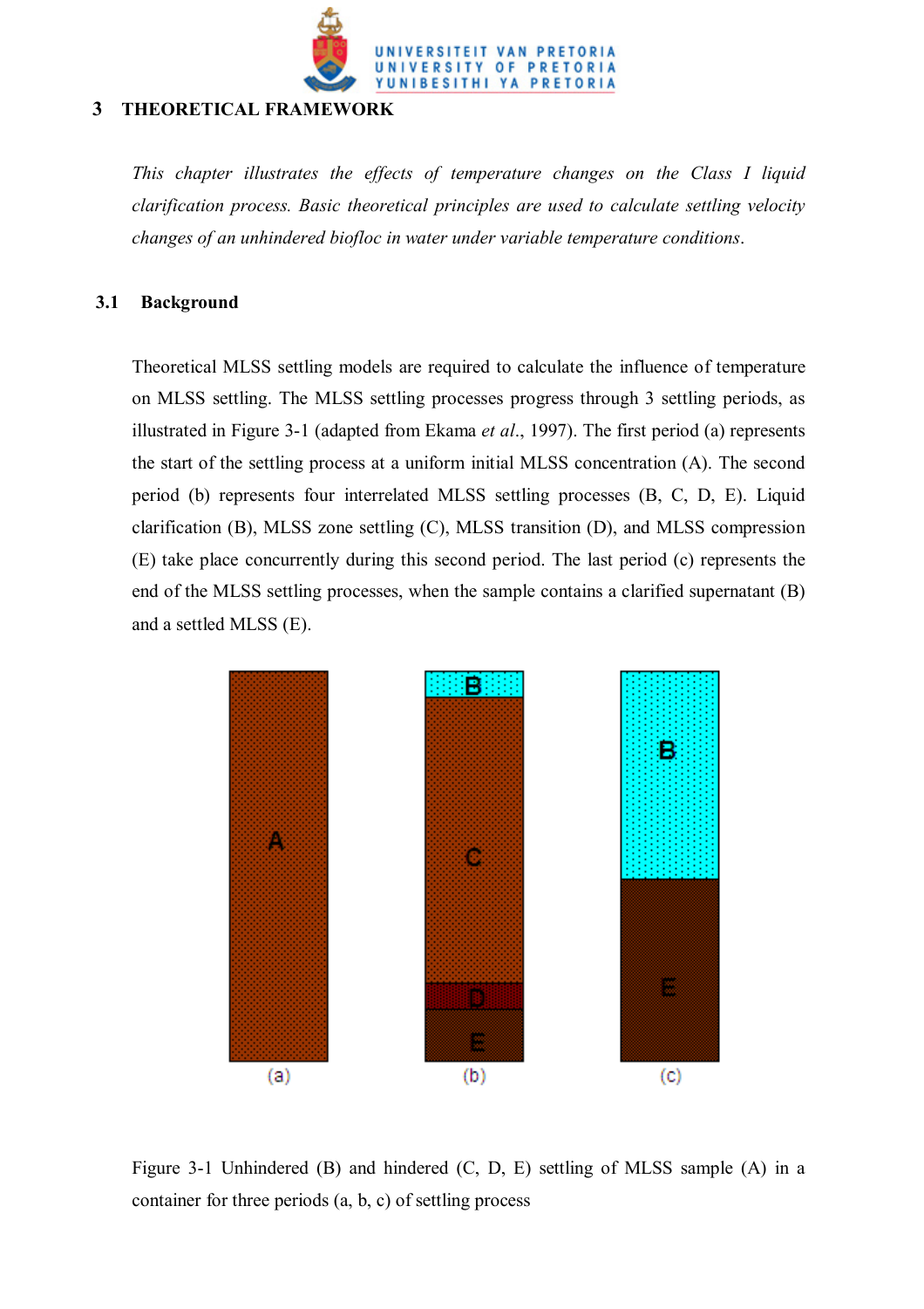# 3 THEORETICAL FRAMEWORK

*This chapter illustrates the effects of temperature changes on the Class I liquid clarification process. Basic theoretical principles are used to calculate settling velocity changes of an unhindered biofloc in water under variable temperature conditions.*

## 3.1 Background

Theoretical MLSS settling models are required to calculate the influence of temperature on MLSS settling. The MLSS settling processes progress through 3 settling periods, as illustrated in Figure 3-1 (adapted from Ekama *et al*., 1997). The first period (a) represents the start of the settling process at a uniform initial MLSS concentration (A). The second period (b) represents four interrelated MLSS settling processes (B, C, D, E). Liquid clarification (B), MLSS zone settling (C), MLSS transition (D), and MLSS compression (E) take place concurrently during this second period. The last period (c) represents the end of the MLSS settling processes, when the sample contains a clarified supernatant (B) and a settled MLSS (E).

Figure 3-1 Unhindered (B) and hindered (C, D, E) settling of MLSS sample (A) in a container for three periods (a, b, c) of settling process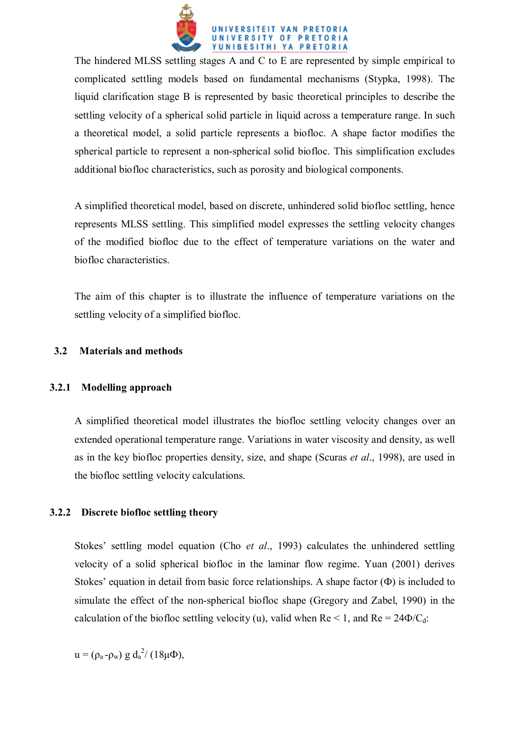The hindered MLSS settling stages A and C to E are represented by simple empirical to complicated settling models based on fundamental mechanisms (Stypka, 1998). The liquid clarification stage B is represented by basic theoretical principles to describe the settling velocity of a spherical solid particle in liquid across a temperature range. In such a theoretical model, a solid particle represents a biofloc. A shape factor modifies the spherical particle to represent a non-spherical solid biofloc. This simplification excludes additional biofloc characteristics, such as porosity and biological components.

A simplified theoretical model, based on discrete, unhindered solid biofloc settling, hence represents MLSS settling. This simplified model expresses the settling velocity changes of the modified biofloc due to the effect of temperature variations on the water and biofloc characteristics.

The aim of this chapter is to illustrate the influence of temperature variations on the settling velocity of a simplified biofloc.

## 3.2 Materials and methods

### 3.2.1 Modelling approach

A simplified theoretical model illustrates the biofloc settling velocity changes over an extended operational temperature range. Variations in water viscosity and density, as well as in the key biofloc properties density, size, and shape (Scuras *et al*., 1998), are used in the biofloc settling velocity calculations.

### 3.2.2 Discrete biofloc settling theory

Stokes' settling model equation (Cho *et al*., 1993) calculates the unhindered settling velocity of a solid spherical biofloc in the laminar flow regime. Yuan (2001) derives Stokes' equation in detail from basic force relationships. A shape factor ($\Phi$) is included to simulate the effect of the non-spherical biofloc shape (Gregory and Zabel, 1990) in the calculation of the biofloc settling velocity (u), valid when $Re < 1$, and $Re = 24\Phi/C_d$:

$$u = (\rho_a - \rho_w)\, g\, d_a^2 / (18\mu\Phi),$$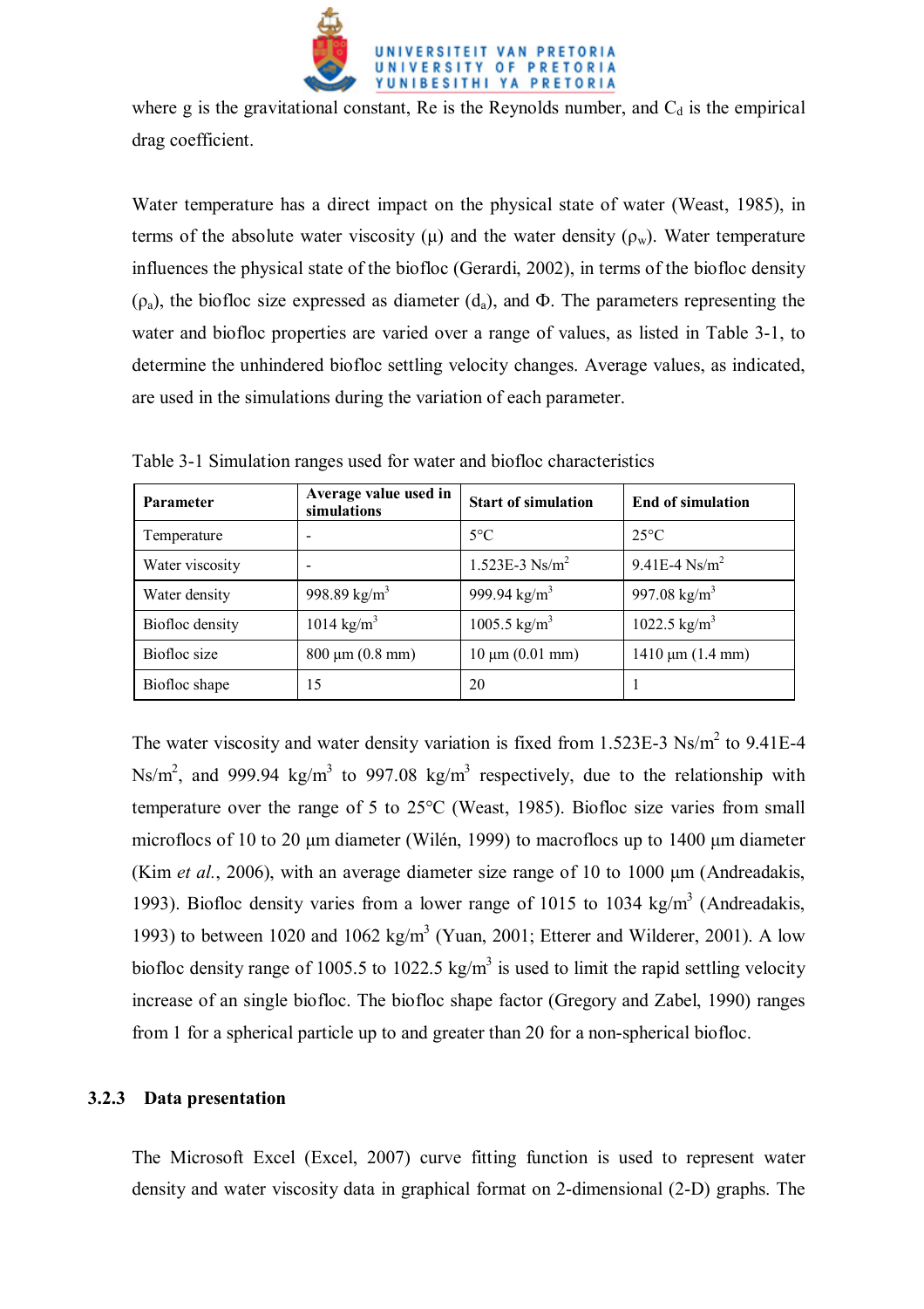where g is the gravitational constant, Re is the Reynolds number, and $C_d$ is the empirical drag coefficient.

Water temperature has a direct impact on the physical state of water (Weast, 1985), in terms of the absolute water viscosity ($\mu$) and the water density ($\rho_w$). Water temperature influences the physical state of the biofloc (Gerardi, 2002), in terms of the biofloc density ($\rho_a$), the biofloc size expressed as diameter ($d_a$), and $\Phi$. The parameters representing the water and biofloc properties are varied over a range of values, as listed in Table 3-1, to determine the unhindered biofloc settling velocity changes. Average values, as indicated, are used in the simulations during the variation of each parameter.

Table 3-1 Simulation ranges used for water and biofloc characteristics

| **Parameter** | **Average value used in simulations** | **Start of simulation** | **End of simulation** |
|---|---|---|---|
| Temperature | - | 5°C | 25°C |
| Water viscosity | - | 1.523E-3 Ns/m$^2$ | 9.41E-4 Ns/m$^2$ |
| Water density | 998.89 kg/m$^3$ | 999.94 kg/m$^3$ | 997.08 kg/m$^3$ |
| Biofloc density | 1014 kg/m$^3$ | 1005.5 kg/m$^3$ | 1022.5 kg/m$^3$ |
| Biofloc size | 800 µm (0.8 mm) | 10 µm (0.01 mm) | 1410 µm (1.4 mm) |
| Biofloc shape | 15 | 20 | 1 |

The water viscosity and water density variation is fixed from 1.523E-3 Ns/m$^2$ to 9.41E-4 Ns/m$^2$, and 999.94 kg/m$^3$ to 997.08 kg/m$^3$ respectively, due to the relationship with temperature over the range of 5 to 25°C (Weast, 1985). Biofloc size varies from small microflocs of 10 to 20 µm diameter (Wilén, 1999) to macroflocs up to 1400 µm diameter (Kim *et al.*, 2006), with an average diameter size range of 10 to 1000 µm (Andreadakis, 1993). Biofloc density varies from a lower range of 1015 to 1034 kg/m$^3$ (Andreadakis, 1993) to between 1020 and 1062 kg/m$^3$ (Yuan, 2001; Etterer and Wilderer, 2001). A low biofloc density range of 1005.5 to 1022.5 kg/m$^3$ is used to limit the rapid settling velocity increase of an single biofloc. The biofloc shape factor (Gregory and Zabel, 1990) ranges from 1 for a spherical particle up to and greater than 20 for a non-spherical biofloc.

### 3.2.3 Data presentation

The Microsoft Excel (Excel, 2007) curve fitting function is used to represent water density and water viscosity data in graphical format on 2-dimensional (2-D) graphs. The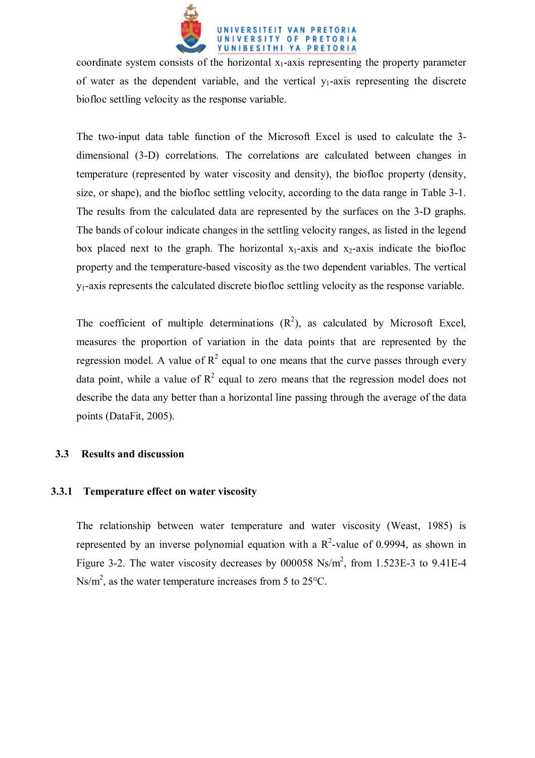coordinate system consists of the horizontal $x_1$-axis representing the property parameter of water as the dependent variable, and the vertical $y_1$-axis representing the discrete biofloc settling velocity as the response variable.

The two-input data table function of the Microsoft Excel is used to calculate the 3-dimensional (3-D) correlations. The correlations are calculated between changes in temperature (represented by water viscosity and density), the biofloc property (density, size, or shape), and the biofloc settling velocity, according to the data range in Table 3-1. The results from the calculated data are represented by the surfaces on the 3-D graphs. The bands of colour indicate changes in the settling velocity ranges, as listed in the legend box placed next to the graph. The horizontal $x_1$-axis and $x_2$-axis indicate the biofloc property and the temperature-based viscosity as the two dependent variables. The vertical $y_1$-axis represents the calculated discrete biofloc settling velocity as the response variable.

The coefficient of multiple determinations ($R^2$), as calculated by Microsoft Excel, measures the proportion of variation in the data points that are represented by the regression model. A value of $R^2$ equal to one means that the curve passes through every data point, while a value of $R^2$ equal to zero means that the regression model does not describe the data any better than a horizontal line passing through the average of the data points (DataFit, 2005).

## 3.3 Results and discussion

### 3.3.1 Temperature effect on water viscosity

The relationship between water temperature and water viscosity (Weast, 1985) is represented by an inverse polynomial equation with a $R^2$-value of 0.9994, as shown in Figure 3-2. The water viscosity decreases by 000058 Ns/m$^2$, from 1.523E-3 to 9.41E-4 Ns/m$^2$, as the water temperature increases from 5 to 25°C.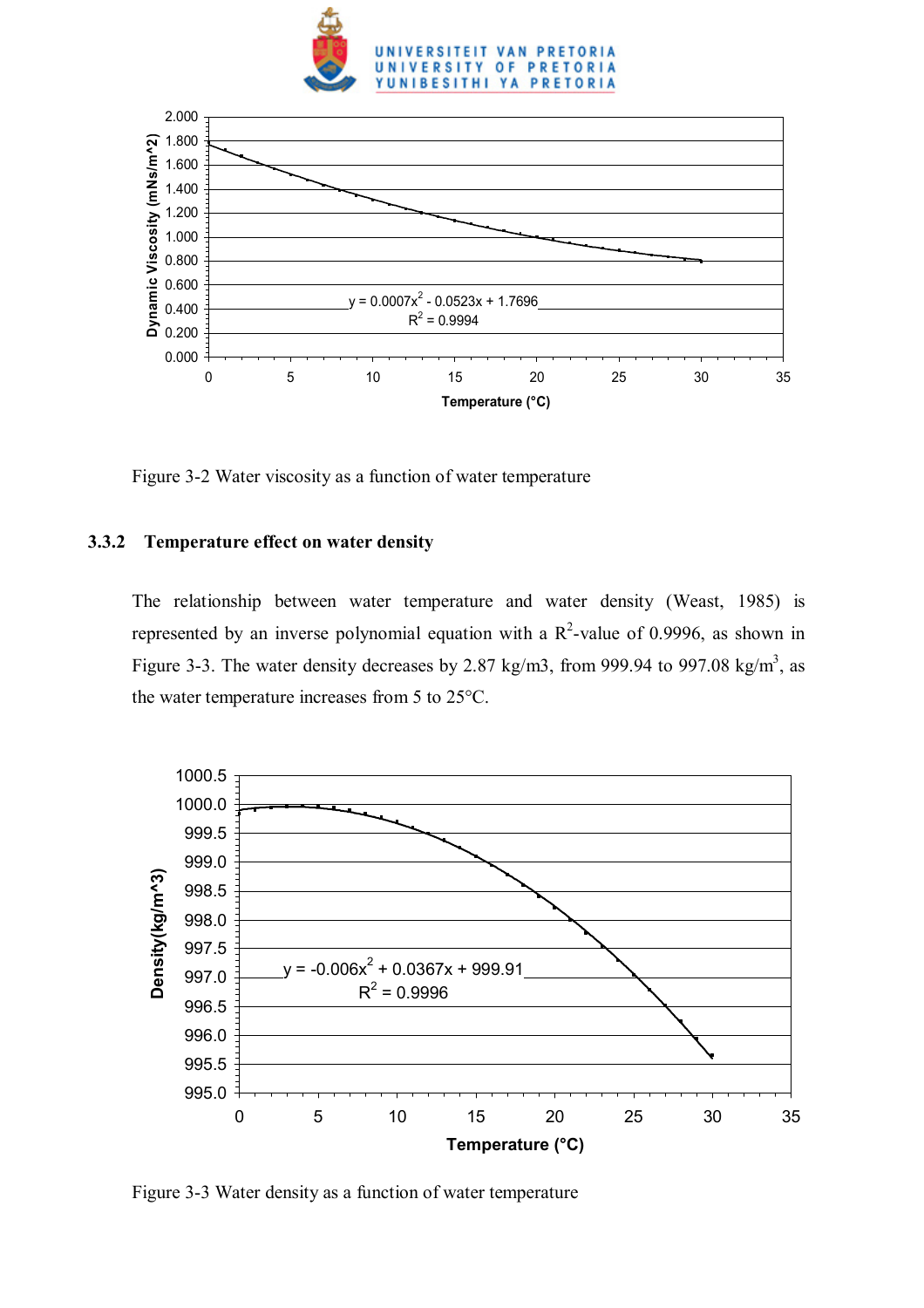Figure 3-2 Water viscosity as a function of water temperature

### 3.3.2 Temperature effect on water density

The relationship between water temperature and water density (Weast, 1985) is represented by an inverse polynomial equation with a $R^2$-value of 0.9996, as shown in Figure 3-3. The water density decreases by 2.87 kg/m3, from 999.94 to 997.08 kg/m$^3$, as the water temperature increases from 5 to 25°C.

Figure 3-3 Water density as a function of water temperature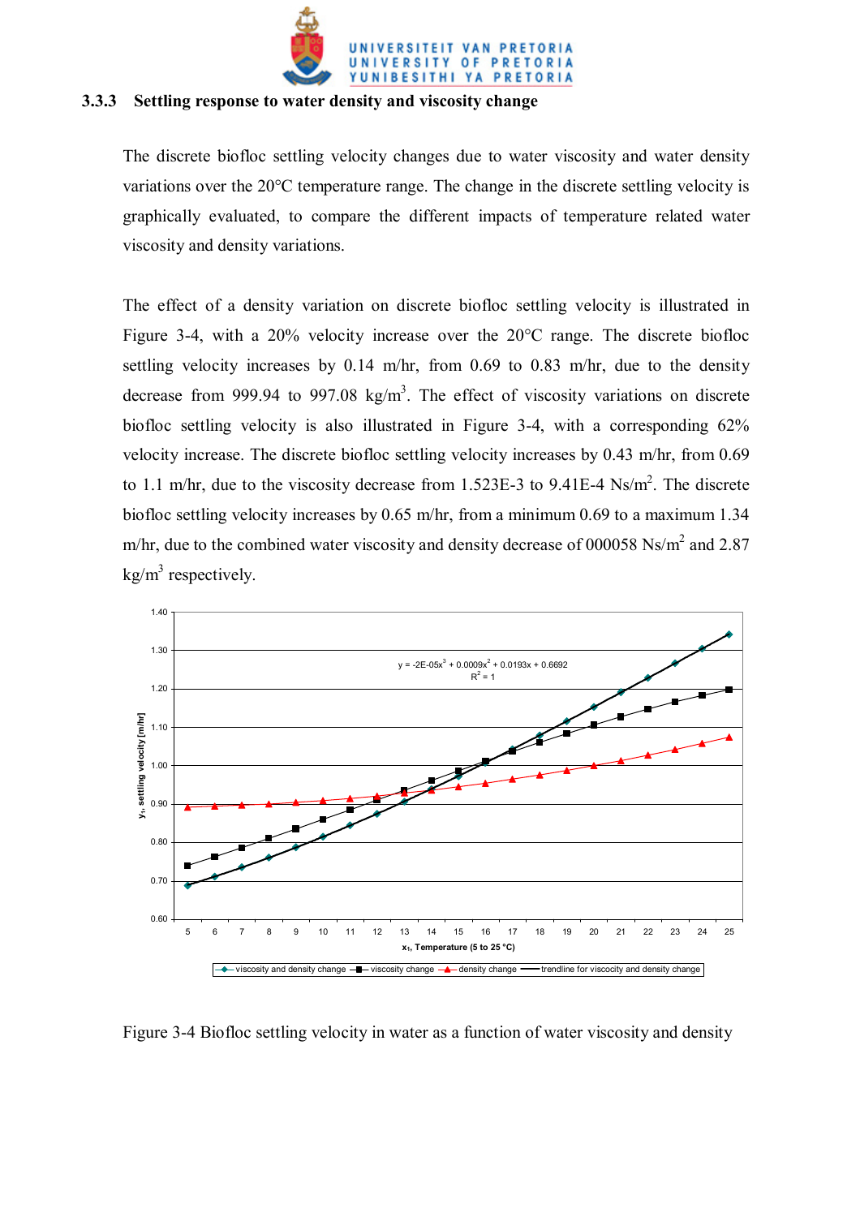### 3.3.3 Settling response to water density and viscosity change

The discrete biofloc settling velocity changes due to water viscosity and water density variations over the 20°C temperature range. The change in the discrete settling velocity is graphically evaluated, to compare the different impacts of temperature related water viscosity and density variations.

The effect of a density variation on discrete biofloc settling velocity is illustrated in Figure 3-4, with a 20% velocity increase over the 20°C range. The discrete biofloc settling velocity increases by 0.14 m/hr, from 0.69 to 0.83 m/hr, due to the density decrease from 999.94 to 997.08 kg/m$^3$. The effect of viscosity variations on discrete biofloc settling velocity is also illustrated in Figure 3-4, with a corresponding 62% velocity increase. The discrete biofloc settling velocity increases by 0.43 m/hr, from 0.69 to 1.1 m/hr, due to the viscosity decrease from 1.523E-3 to 9.41E-4 Ns/m$^2$. The discrete biofloc settling velocity increases by 0.65 m/hr, from a minimum 0.69 to a maximum 1.34 m/hr, due to the combined water viscosity and density decrease of 000058 Ns/m$^2$ and 2.87 kg/m$^3$ respectively.

$y = -2E\text{-}05x^3 + 0.0009x^2 + 0.0193x + 0.6692$

$R^2 = 1$

Figure 3-4 Biofloc settling velocity in water as a function of water viscosity and density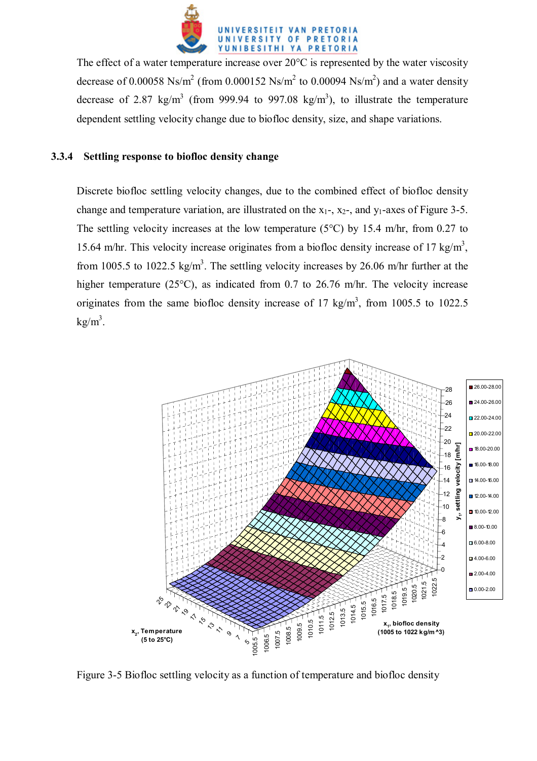The effect of a water temperature increase over 20°C is represented by the water viscosity decrease of 0.00058 Ns/m$^2$ (from 0.000152 Ns/m$^2$ to 0.00094 Ns/m$^2$) and a water density decrease of 2.87 kg/m$^3$ (from 999.94 to 997.08 kg/m$^3$), to illustrate the temperature dependent settling velocity change due to biofloc density, size, and shape variations.

### 3.3.4 Settling response to biofloc density change

Discrete biofloc settling velocity changes, due to the combined effect of biofloc density change and temperature variation, are illustrated on the $x_1$-, $x_2$-, and $y_1$-axes of Figure 3-5. The settling velocity increases at the low temperature (5°C) by 15.4 m/hr, from 0.27 to 15.64 m/hr. This velocity increase originates from a biofloc density increase of 17 kg/m$^3$, from 1005.5 to 1022.5 kg/m$^3$. The settling velocity increases by 26.06 m/hr further at the higher temperature (25°C), as indicated from 0.7 to 26.76 m/hr. The velocity increase originates from the same biofloc density increase of 17 kg/m$^3$, from 1005.5 to 1022.5 kg/m$^3$.

Figure 3-5 Biofloc settling velocity as a function of temperature and biofloc density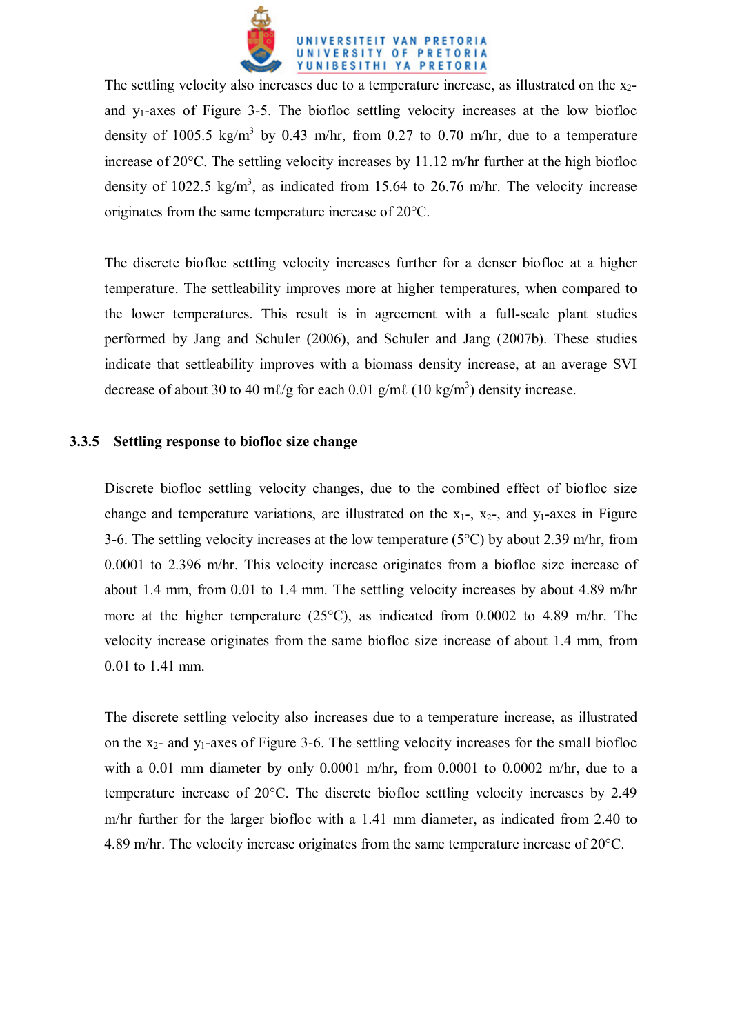The settling velocity also increases due to a temperature increase, as illustrated on the $x_2$- and $y_1$-axes of Figure 3-5. The biofloc settling velocity increases at the low biofloc density of 1005.5 kg/m$^3$ by 0.43 m/hr, from 0.27 to 0.70 m/hr, due to a temperature increase of 20°C. The settling velocity increases by 11.12 m/hr further at the high biofloc density of 1022.5 kg/m$^3$, as indicated from 15.64 to 26.76 m/hr. The velocity increase originates from the same temperature increase of 20°C.

The discrete biofloc settling velocity increases further for a denser biofloc at a higher temperature. The settleability improves more at higher temperatures, when compared to the lower temperatures. This result is in agreement with a full-scale plant studies performed by Jang and Schuler (2006), and Schuler and Jang (2007b). These studies indicate that settleability improves with a biomass density increase, at an average SVI decrease of about 30 to 40 mℓ/g for each 0.01 g/mℓ (10 kg/m$^3$) density increase.

### 3.3.5 Settling response to biofloc size change

Discrete biofloc settling velocity changes, due to the combined effect of biofloc size change and temperature variations, are illustrated on the $x_1$-, $x_2$-, and $y_1$-axes in Figure 3-6. The settling velocity increases at the low temperature (5°C) by about 2.39 m/hr, from 0.0001 to 2.396 m/hr. This velocity increase originates from a biofloc size increase of about 1.4 mm, from 0.01 to 1.4 mm. The settling velocity increases by about 4.89 m/hr more at the higher temperature (25°C), as indicated from 0.0002 to 4.89 m/hr. The velocity increase originates from the same biofloc size increase of about 1.4 mm, from 0.01 to 1.41 mm.

The discrete settling velocity also increases due to a temperature increase, as illustrated on the $x_2$- and $y_1$-axes of Figure 3-6. The settling velocity increases for the small biofloc with a 0.01 mm diameter by only 0.0001 m/hr, from 0.0001 to 0.0002 m/hr, due to a temperature increase of 20°C. The discrete biofloc settling velocity increases by 2.49 m/hr further for the larger biofloc with a 1.41 mm diameter, as indicated from 2.40 to 4.89 m/hr. The velocity increase originates from the same temperature increase of 20°C.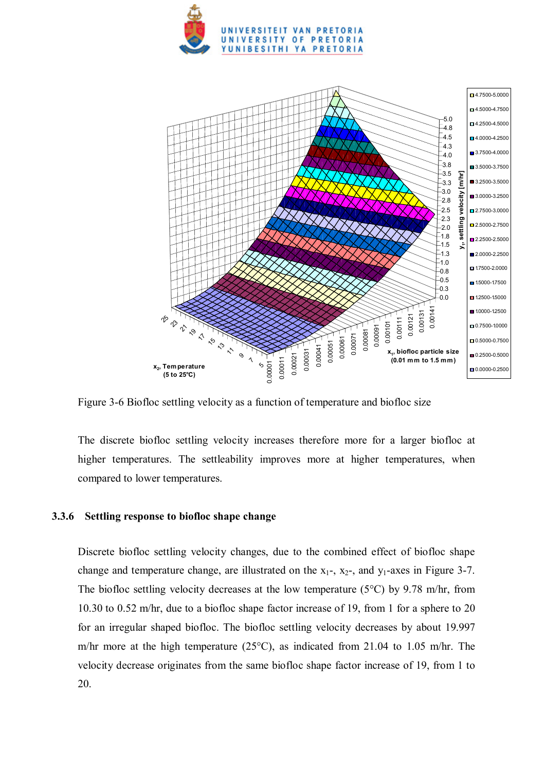Figure 3-6 Biofloc settling velocity as a function of temperature and biofloc size

The discrete biofloc settling velocity increases therefore more for a larger biofloc at higher temperatures. The settleability improves more at higher temperatures, when compared to lower temperatures.

### 3.3.6 Settling response to biofloc shape change

Discrete biofloc settling velocity changes, due to the combined effect of biofloc shape change and temperature change, are illustrated on the $x_1$-, $x_2$-, and $y_1$-axes in Figure 3-7. The biofloc settling velocity decreases at the low temperature (5°C) by 9.78 m/hr, from 10.30 to 0.52 m/hr, due to a biofloc shape factor increase of 19, from 1 for a sphere to 20 for an irregular shaped biofloc. The biofloc settling velocity decreases by about 19.997 m/hr more at the high temperature (25°C), as indicated from 21.04 to 1.05 m/hr. The velocity decrease originates from the same biofloc shape factor increase of 19, from 1 to 20.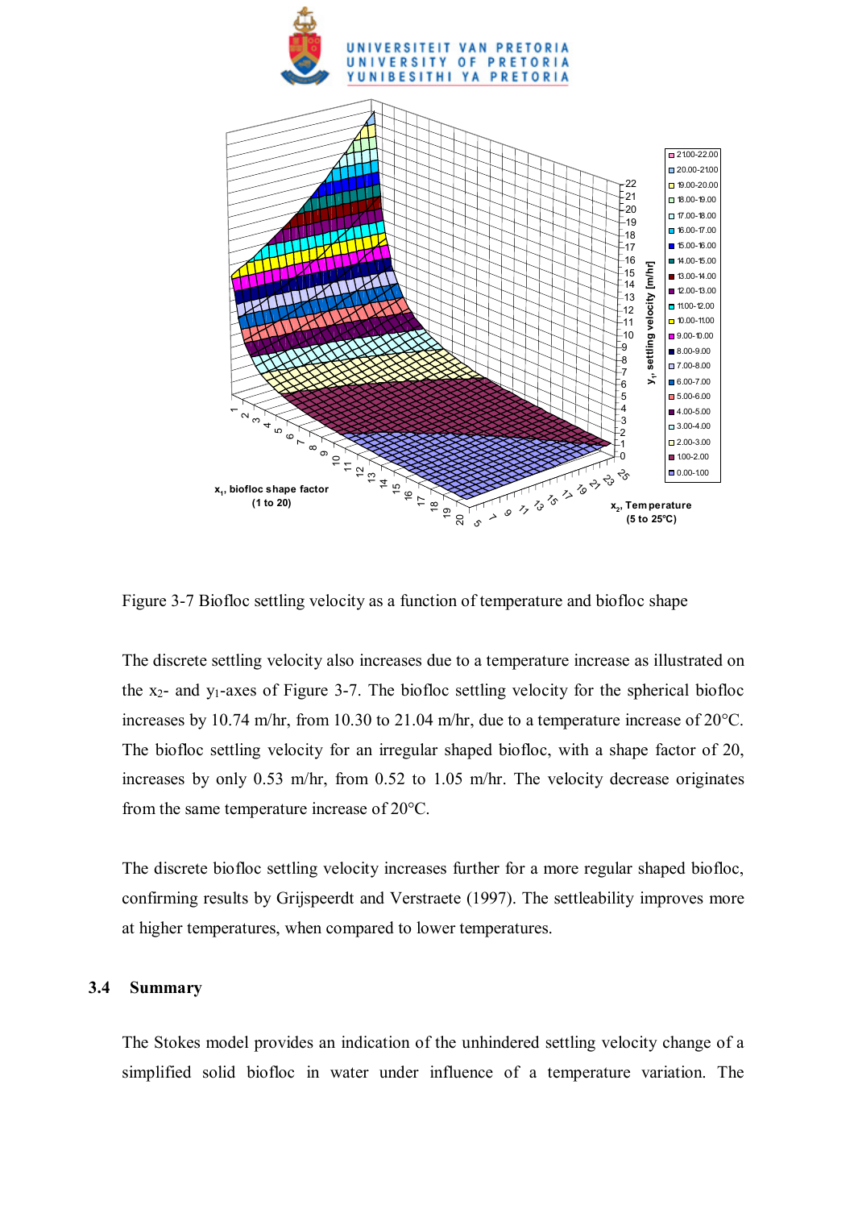Figure 3-7 Biofloc settling velocity as a function of temperature and biofloc shape

The discrete settling velocity also increases due to a temperature increase as illustrated on the $x_2$- and $y_1$-axes of Figure 3-7. The biofloc settling velocity for the spherical biofloc increases by 10.74 m/hr, from 10.30 to 21.04 m/hr, due to a temperature increase of 20°C. The biofloc settling velocity for an irregular shaped biofloc, with a shape factor of 20, increases by only 0.53 m/hr, from 0.52 to 1.05 m/hr. The velocity decrease originates from the same temperature increase of 20°C.

The discrete biofloc settling velocity increases further for a more regular shaped biofloc, confirming results by Grijspeerdt and Verstraete (1997). The settleability improves more at higher temperatures, when compared to lower temperatures.

## 3.4 Summary

The Stokes model provides an indication of the unhindered settling velocity change of a simplified solid biofloc in water under influence of a temperature variation. The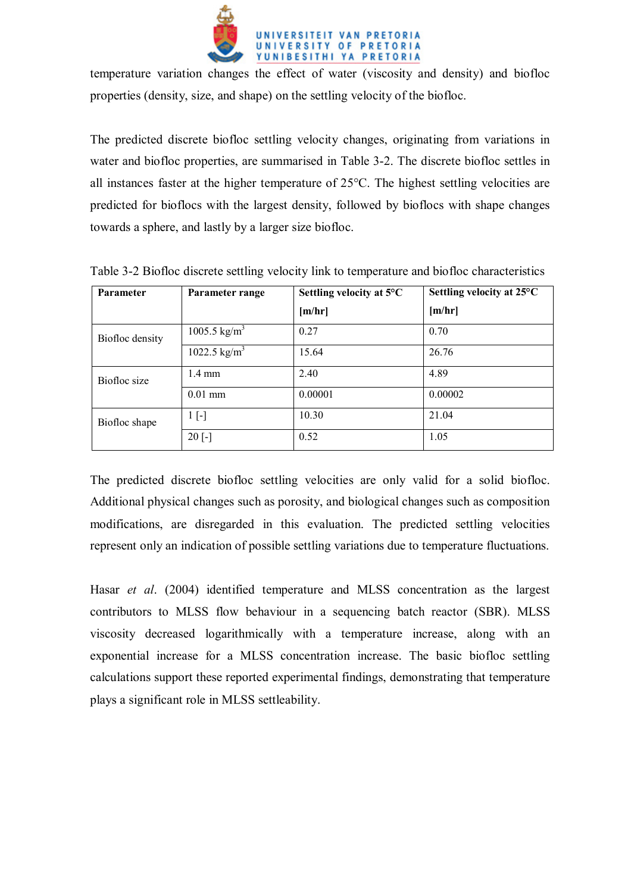temperature variation changes the effect of water (viscosity and density) and biofloc properties (density, size, and shape) on the settling velocity of the biofloc.

The predicted discrete biofloc settling velocity changes, originating from variations in water and biofloc properties, are summarised in Table 3-2. The discrete biofloc settles in all instances faster at the higher temperature of 25°C. The highest settling velocities are predicted for bioflocs with the largest density, followed by bioflocs with shape changes towards a sphere, and lastly by a larger size biofloc.

Table 3-2 Biofloc discrete settling velocity link to temperature and biofloc characteristics

| Parameter | Parameter range | Settling velocity at 5°C [m/hr] | Settling velocity at 25°C [m/hr] |
|---|---|---|---|
| Biofloc density | 1005.5 $kg/m^3$ | 0.27 | 0.70 |
| | 1022.5 $kg/m^3$ | 15.64 | 26.76 |
| Biofloc size | 1.4 mm | 2.40 | 4.89 |
| | 0.01 mm | 0.00001 | 0.00002 |
| Biofloc shape | 1 [-] | 10.30 | 21.04 |
| | 20 [-] | 0.52 | 1.05 |

The predicted discrete biofloc settling velocities are only valid for a solid biofloc. Additional physical changes such as porosity, and biological changes such as composition modifications, are disregarded in this evaluation. The predicted settling velocities represent only an indication of possible settling variations due to temperature fluctuations.

Hasar *et al*. (2004) identified temperature and MLSS concentration as the largest contributors to MLSS flow behaviour in a sequencing batch reactor (SBR). MLSS viscosity decreased logarithmically with a temperature increase, along with an exponential increase for a MLSS concentration increase. The basic biofloc settling calculations support these reported experimental findings, demonstrating that temperature plays a significant role in MLSS settleability.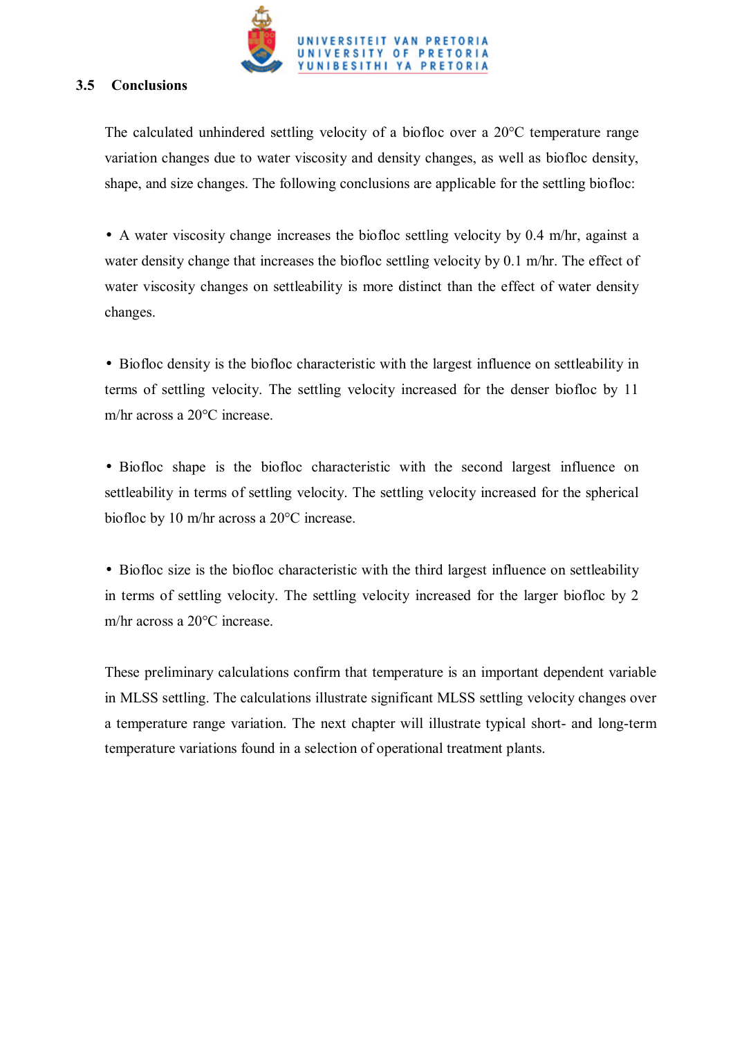## 3.5 Conclusions

The calculated unhindered settling velocity of a biofloc over a 20°C temperature range variation changes due to water viscosity and density changes, as well as biofloc density, shape, and size changes. The following conclusions are applicable for the settling biofloc:

- A water viscosity change increases the biofloc settling velocity by 0.4 m/hr, against a water density change that increases the biofloc settling velocity by 0.1 m/hr. The effect of water viscosity changes on settleability is more distinct than the effect of water density changes.

- Biofloc density is the biofloc characteristic with the largest influence on settleability in terms of settling velocity. The settling velocity increased for the denser biofloc by 11 m/hr across a 20°C increase.

- Biofloc shape is the biofloc characteristic with the second largest influence on settleability in terms of settling velocity. The settling velocity increased for the spherical biofloc by 10 m/hr across a 20°C increase.

- Biofloc size is the biofloc characteristic with the third largest influence on settleability in terms of settling velocity. The settling velocity increased for the larger biofloc by 2 m/hr across a 20°C increase.

These preliminary calculations confirm that temperature is an important dependent variable in MLSS settling. The calculations illustrate significant MLSS settling velocity changes over a temperature range variation. The next chapter will illustrate typical short- and long-term temperature variations found in a selection of operational treatment plants.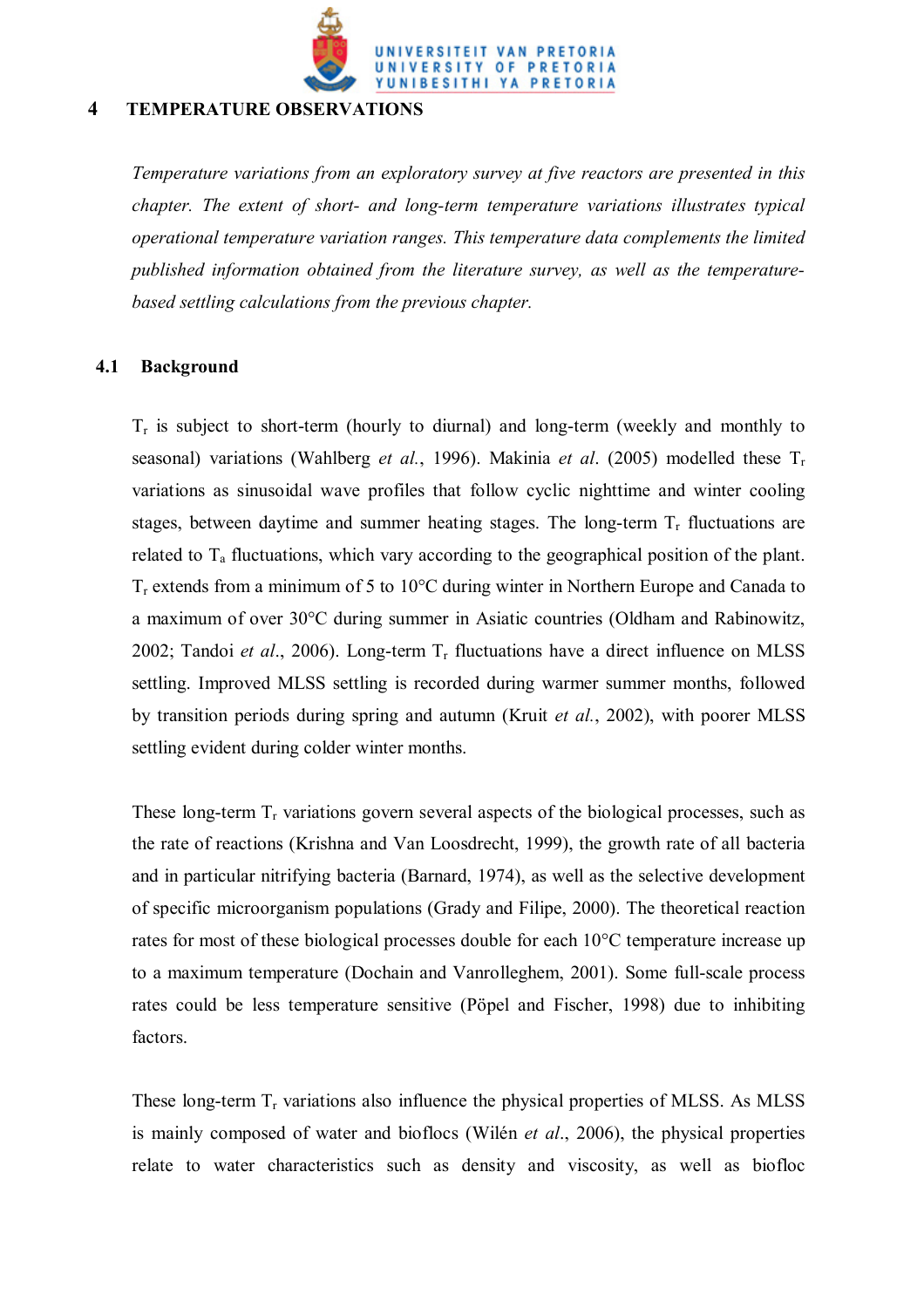# 4 TEMPERATURE OBSERVATIONS

*Temperature variations from an exploratory survey at five reactors are presented in this chapter. The extent of short- and long-term temperature variations illustrates typical operational temperature variation ranges. This temperature data complements the limited published information obtained from the literature survey, as well as the temperature-based settling calculations from the previous chapter.*

## 4.1 Background

$T_r$ is subject to short-term (hourly to diurnal) and long-term (weekly and monthly to seasonal) variations (Wahlberg *et al.*, 1996). Makinia *et al*. (2005) modelled these $T_r$ variations as sinusoidal wave profiles that follow cyclic nighttime and winter cooling stages, between daytime and summer heating stages. The long-term $T_r$ fluctuations are related to $T_a$ fluctuations, which vary according to the geographical position of the plant. $T_r$ extends from a minimum of 5 to 10°C during winter in Northern Europe and Canada to a maximum of over 30°C during summer in Asiatic countries (Oldham and Rabinowitz, 2002; Tandoi *et al*., 2006). Long-term $T_r$ fluctuations have a direct influence on MLSS settling. Improved MLSS settling is recorded during warmer summer months, followed by transition periods during spring and autumn (Kruit *et al.*, 2002), with poorer MLSS settling evident during colder winter months.

These long-term $T_r$ variations govern several aspects of the biological processes, such as the rate of reactions (Krishna and Van Loosdrecht, 1999), the growth rate of all bacteria and in particular nitrifying bacteria (Barnard, 1974), as well as the selective development of specific microorganism populations (Grady and Filipe, 2000). The theoretical reaction rates for most of these biological processes double for each 10°C temperature increase up to a maximum temperature (Dochain and Vanrolleghem, 2001). Some full-scale process rates could be less temperature sensitive (Pöpel and Fischer, 1998) due to inhibiting factors.

These long-term $T_r$ variations also influence the physical properties of MLSS. As MLSS is mainly composed of water and bioflocs (Wilén *et al*., 2006), the physical properties relate to water characteristics such as density and viscosity, as well as biofloc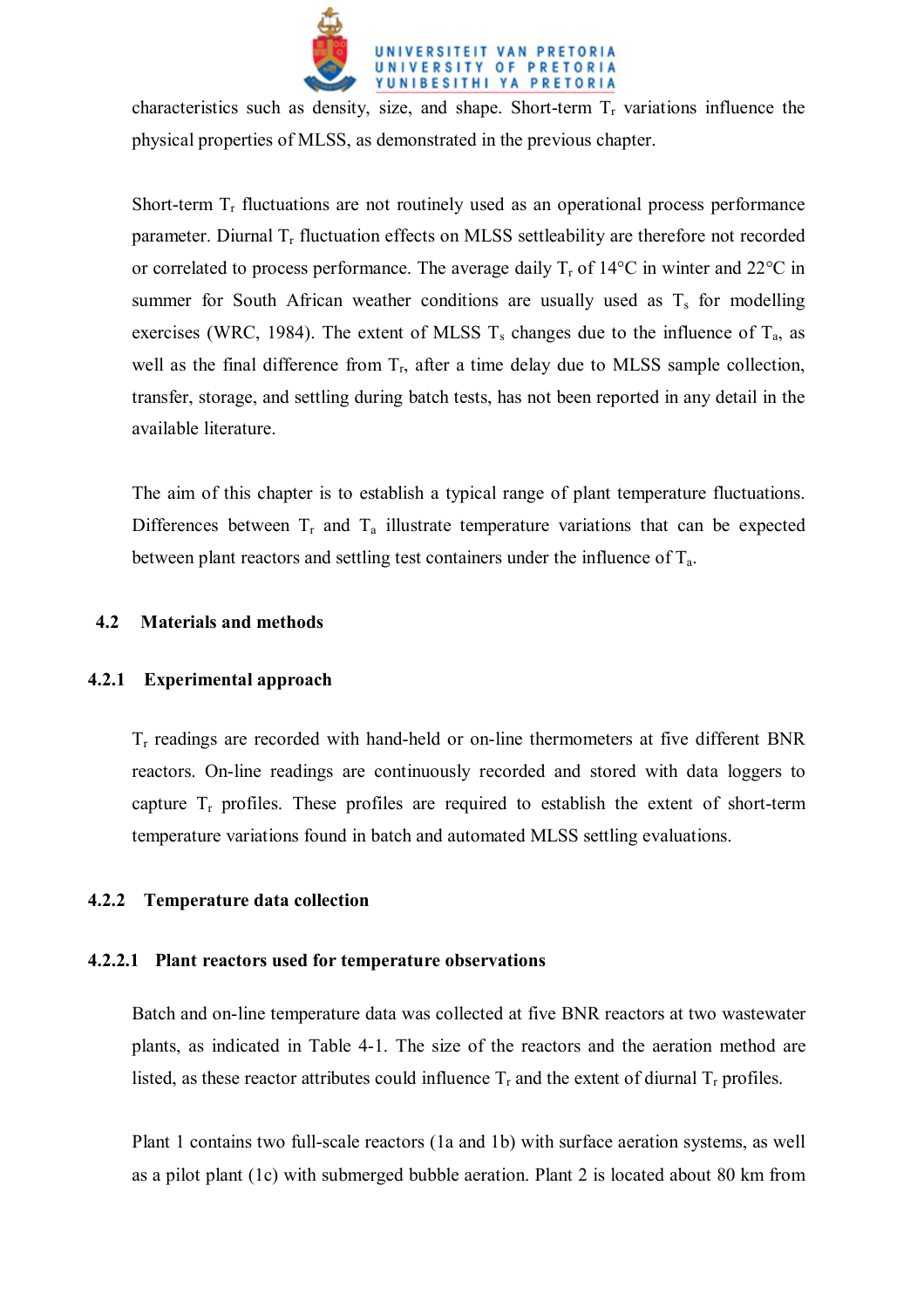characteristics such as density, size, and shape. Short-term $T_r$ variations influence the physical properties of MLSS, as demonstrated in the previous chapter.

Short-term $T_r$ fluctuations are not routinely used as an operational process performance parameter. Diurnal $T_r$ fluctuation effects on MLSS settleability are therefore not recorded or correlated to process performance. The average daily $T_r$ of 14°C in winter and 22°C in summer for South African weather conditions are usually used as $T_s$ for modelling exercises (WRC, 1984). The extent of MLSS $T_s$ changes due to the influence of $T_a$, as well as the final difference from $T_r$, after a time delay due to MLSS sample collection, transfer, storage, and settling during batch tests, has not been reported in any detail in the available literature.

The aim of this chapter is to establish a typical range of plant temperature fluctuations. Differences between $T_r$ and $T_a$ illustrate temperature variations that can be expected between plant reactors and settling test containers under the influence of $T_a$.

## 4.2 Materials and methods

### 4.2.1 Experimental approach

$T_r$ readings are recorded with hand-held or on-line thermometers at five different BNR reactors. On-line readings are continuously recorded and stored with data loggers to capture $T_r$ profiles. These profiles are required to establish the extent of short-term temperature variations found in batch and automated MLSS settling evaluations.

### 4.2.2 Temperature data collection

#### 4.2.2.1 Plant reactors used for temperature observations

Batch and on-line temperature data was collected at five BNR reactors at two wastewater plants, as indicated in Table 4-1. The size of the reactors and the aeration method are listed, as these reactor attributes could influence $T_r$ and the extent of diurnal $T_r$ profiles.

Plant 1 contains two full-scale reactors (1a and 1b) with surface aeration systems, as well as a pilot plant (1c) with submerged bubble aeration. Plant 2 is located about 80 km from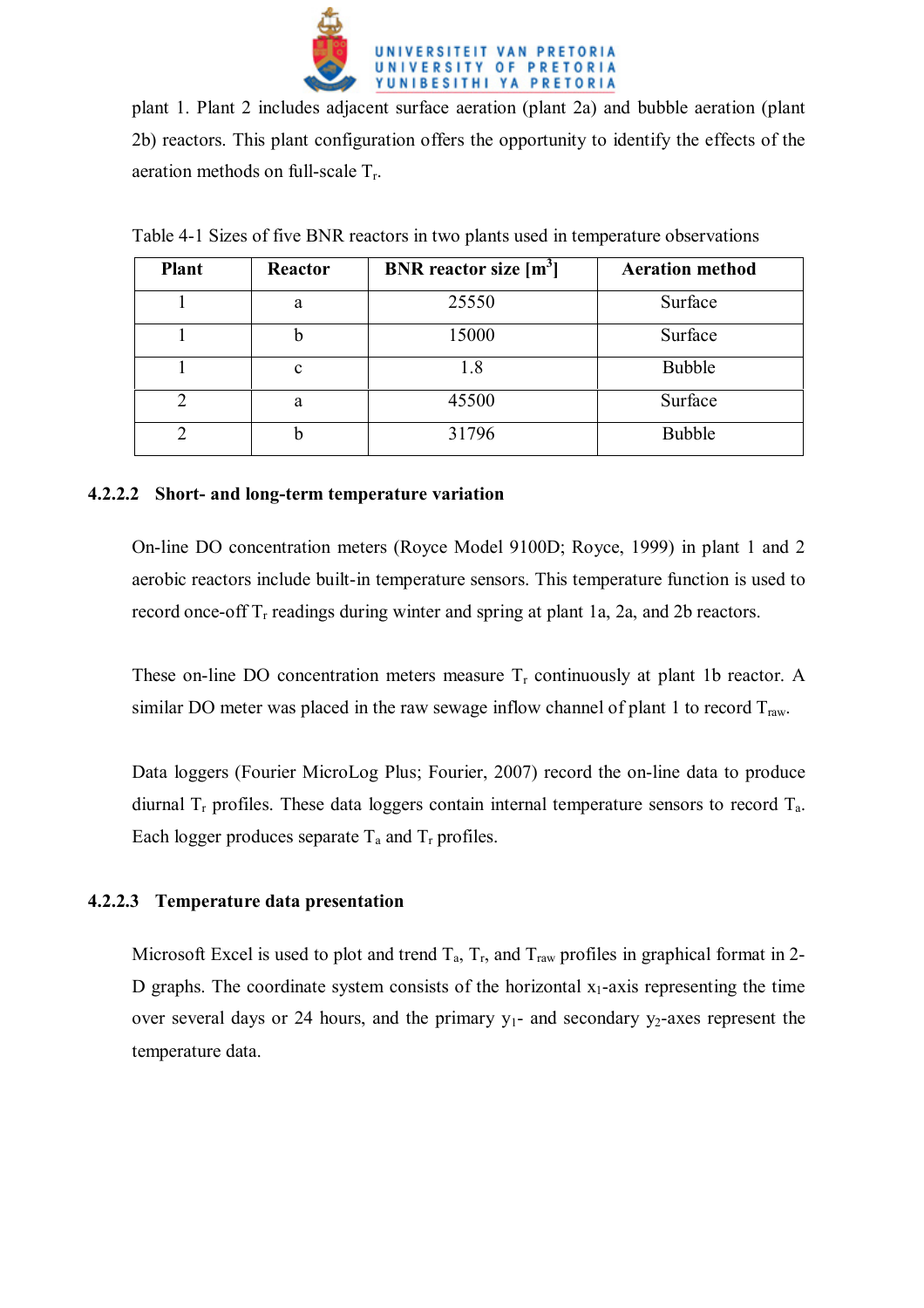plant 1. Plant 2 includes adjacent surface aeration (plant 2a) and bubble aeration (plant 2b) reactors. This plant configuration offers the opportunity to identify the effects of the aeration methods on full-scale $T_r$.

Table 4-1 Sizes of five BNR reactors in two plants used in temperature observations

| Plant | Reactor | BNR reactor size [$m^3$] | Aeration method |
|---|---|---|---|
| 1 | a | 25550 | Surface |
| 1 | b | 15000 | Surface |
| 1 | c | 1.8 | Bubble |
| 2 | a | 45500 | Surface |
| 2 | b | 31796 | Bubble |

#### 4.2.2.2 Short- and long-term temperature variation

On-line DO concentration meters (Royce Model 9100D; Royce, 1999) in plant 1 and 2 aerobic reactors include built-in temperature sensors. This temperature function is used to record once-off $T_r$ readings during winter and spring at plant 1a, 2a, and 2b reactors.

These on-line DO concentration meters measure $T_r$ continuously at plant 1b reactor. A similar DO meter was placed in the raw sewage inflow channel of plant 1 to record $T_{raw}$.

Data loggers (Fourier MicroLog Plus; Fourier, 2007) record the on-line data to produce diurnal $T_r$ profiles. These data loggers contain internal temperature sensors to record $T_a$. Each logger produces separate $T_a$ and $T_r$ profiles.

#### 4.2.2.3 Temperature data presentation

Microsoft Excel is used to plot and trend $T_a$, $T_r$, and $T_{raw}$ profiles in graphical format in 2-D graphs. The coordinate system consists of the horizontal $x_1$-axis representing the time over several days or 24 hours, and the primary $y_1$- and secondary $y_2$-axes represent the temperature data.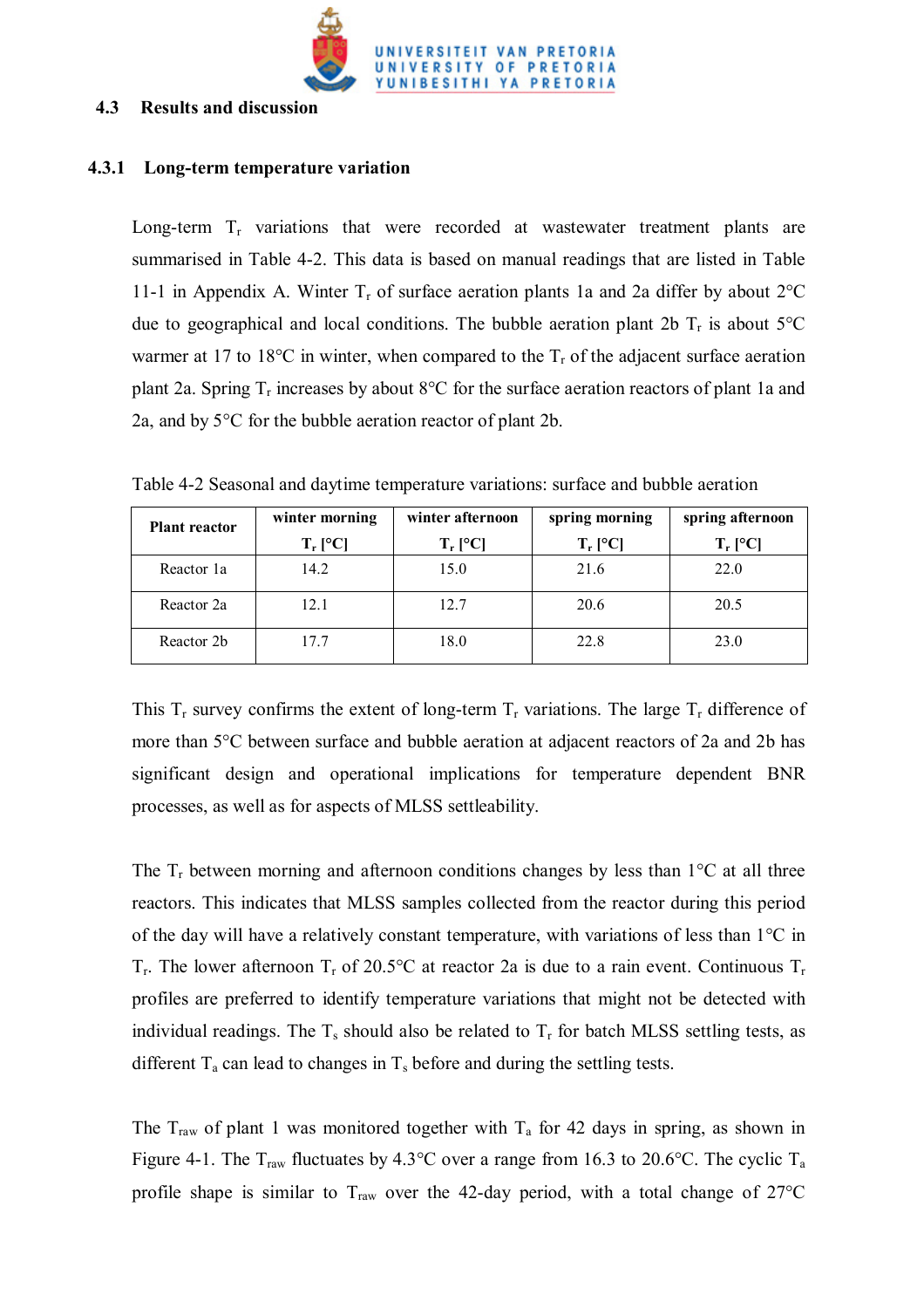## 4.3 Results and discussion

### 4.3.1 Long-term temperature variation

Long-term $T_r$ variations that were recorded at wastewater treatment plants are summarised in Table 4-2. This data is based on manual readings that are listed in Table 11-1 in Appendix A. Winter $T_r$ of surface aeration plants 1a and 2a differ by about 2°C due to geographical and local conditions. The bubble aeration plant 2b $T_r$ is about 5°C warmer at 17 to 18°C in winter, when compared to the $T_r$ of the adjacent surface aeration plant 2a. Spring $T_r$ increases by about 8°C for the surface aeration reactors of plant 1a and 2a, and by 5°C for the bubble aeration reactor of plant 2b.

Table 4-2 Seasonal and daytime temperature variations: surface and bubble aeration

| Plant reactor | winter morning $T_r$ [°C] | winter afternoon $T_r$ [°C] | spring morning $T_r$ [°C] | spring afternoon $T_r$ [°C] |
|---|---|---|---|---|
| Reactor 1a | 14.2 | 15.0 | 21.6 | 22.0 |
| Reactor 2a | 12.1 | 12.7 | 20.6 | 20.5 |
| Reactor 2b | 17.7 | 18.0 | 22.8 | 23.0 |

This $T_r$ survey confirms the extent of long-term $T_r$ variations. The large $T_r$ difference of more than 5°C between surface and bubble aeration at adjacent reactors of 2a and 2b has significant design and operational implications for temperature dependent BNR processes, as well as for aspects of MLSS settleability.

The $T_r$ between morning and afternoon conditions changes by less than 1°C at all three reactors. This indicates that MLSS samples collected from the reactor during this period of the day will have a relatively constant temperature, with variations of less than 1°C in $T_r$. The lower afternoon $T_r$ of 20.5°C at reactor 2a is due to a rain event. Continuous $T_r$ profiles are preferred to identify temperature variations that might not be detected with individual readings. The $T_s$ should also be related to $T_r$ for batch MLSS settling tests, as different $T_a$ can lead to changes in $T_s$ before and during the settling tests.

The $T_{raw}$ of plant 1 was monitored together with $T_a$ for 42 days in spring, as shown in Figure 4-1. The $T_{raw}$ fluctuates by 4.3°C over a range from 16.3 to 20.6°C. The cyclic $T_a$ profile shape is similar to $T_{raw}$ over the 42-day period, with a total change of 27°C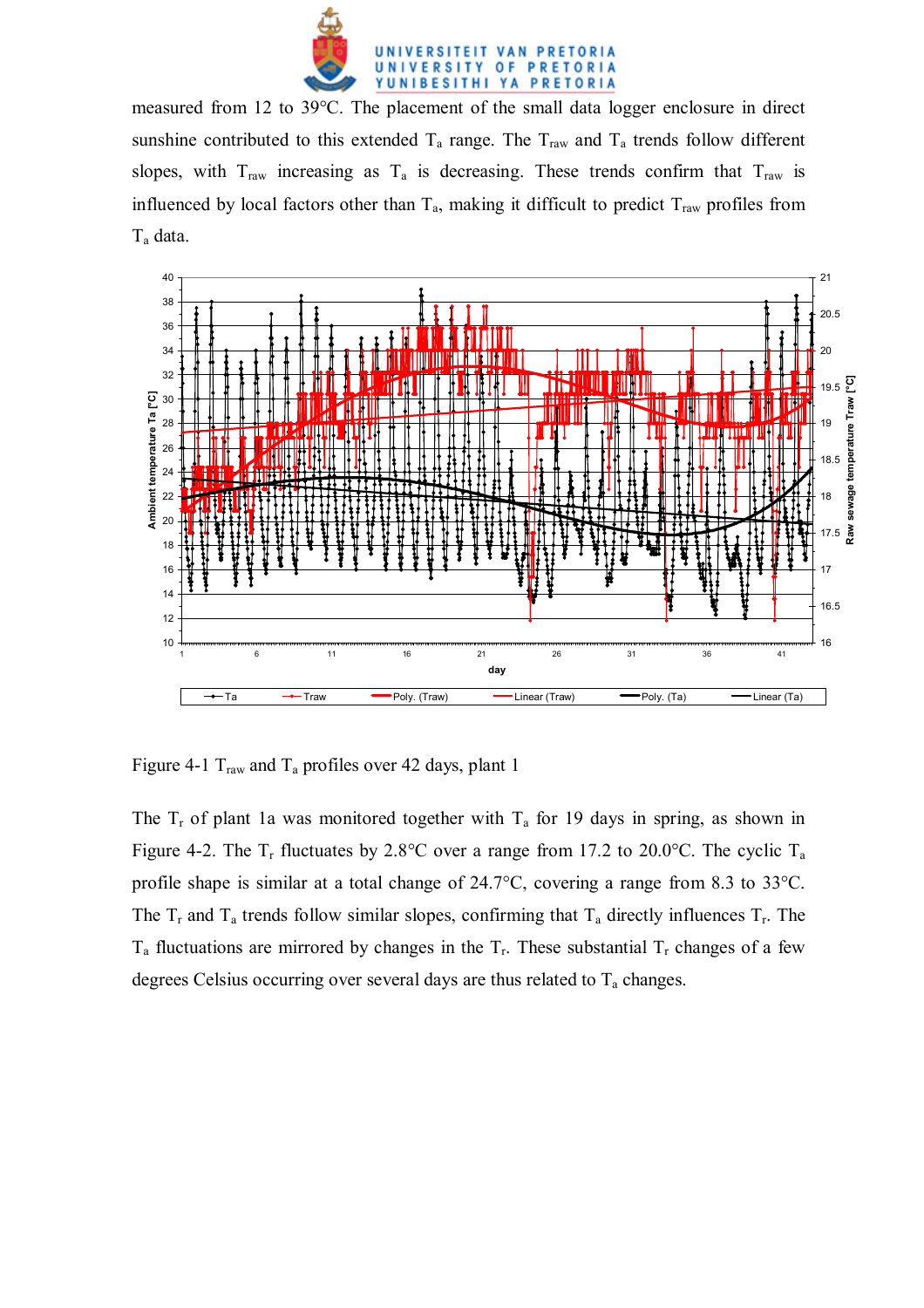measured from 12 to 39°C. The placement of the small data logger enclosure in direct sunshine contributed to this extended $T_a$ range. The $T_{raw}$ and $T_a$ trends follow different slopes, with $T_{raw}$ increasing as $T_a$ is decreasing. These trends confirm that $T_{raw}$ is influenced by local factors other than $T_a$, making it difficult to predict $T_{raw}$ profiles from $T_a$ data.

Figure 4-1 $T_{raw}$ and $T_a$ profiles over 42 days, plant 1

The $T_r$ of plant 1a was monitored together with $T_a$ for 19 days in spring, as shown in Figure 4-2. The $T_r$ fluctuates by 2.8°C over a range from 17.2 to 20.0°C. The cyclic $T_a$ profile shape is similar at a total change of 24.7°C, covering a range from 8.3 to 33°C. The $T_r$ and $T_a$ trends follow similar slopes, confirming that $T_a$ directly influences $T_r$. The $T_a$ fluctuations are mirrored by changes in the $T_r$. These substantial $T_r$ changes of a few degrees Celsius occurring over several days are thus related to $T_a$ changes.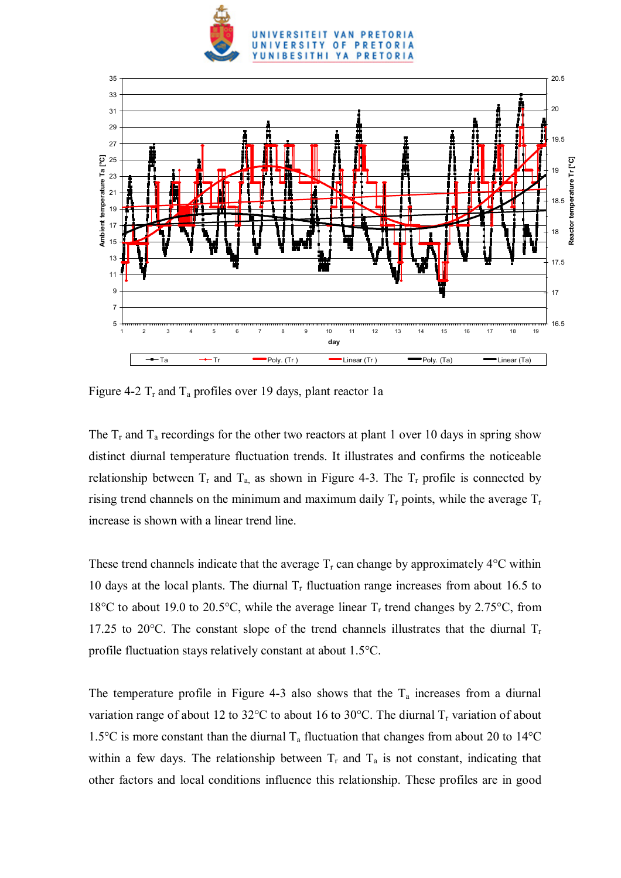Figure 4-2 $T_r$ and $T_a$ profiles over 19 days, plant reactor 1a

The $T_r$ and $T_a$ recordings for the other two reactors at plant 1 over 10 days in spring show distinct diurnal temperature fluctuation trends. It illustrates and confirms the noticeable relationship between $T_r$ and $T_a$, as shown in Figure 4-3. The $T_r$ profile is connected by rising trend channels on the minimum and maximum daily $T_r$ points, while the average $T_r$ increase is shown with a linear trend line.

These trend channels indicate that the average $T_r$ can change by approximately 4°C within 10 days at the local plants. The diurnal $T_r$ fluctuation range increases from about 16.5 to 18°C to about 19.0 to 20.5°C, while the average linear $T_r$ trend changes by 2.75°C, from 17.25 to 20°C. The constant slope of the trend channels illustrates that the diurnal $T_r$ profile fluctuation stays relatively constant at about 1.5°C.

The temperature profile in Figure 4-3 also shows that the $T_a$ increases from a diurnal variation range of about 12 to 32°C to about 16 to 30°C. The diurnal $T_r$ variation of about 1.5°C is more constant than the diurnal $T_a$ fluctuation that changes from about 20 to 14°C within a few days. The relationship between $T_r$ and $T_a$ is not constant, indicating that other factors and local conditions influence this relationship. These profiles are in good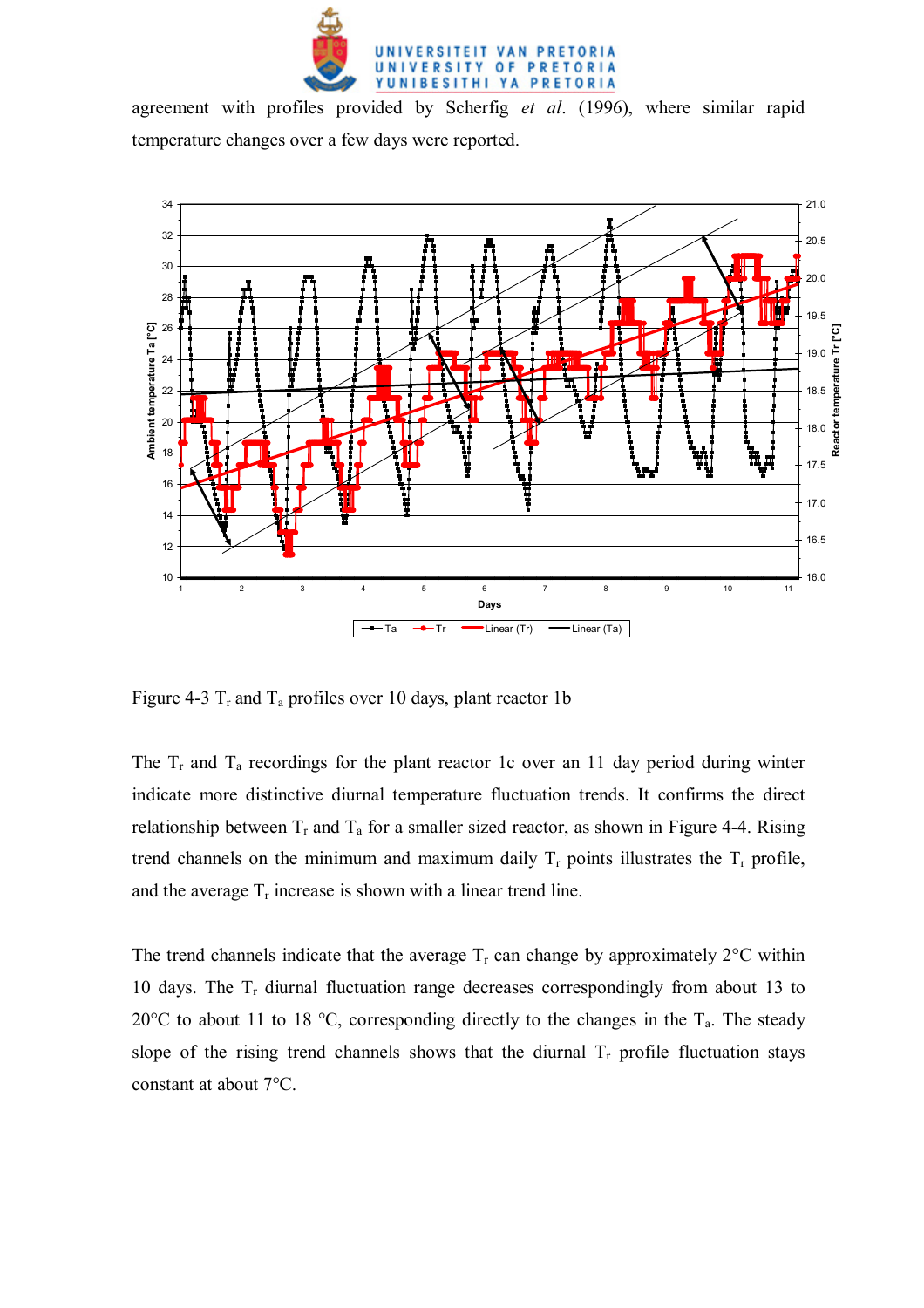agreement with profiles provided by Scherfig *et al*. (1996), where similar rapid temperature changes over a few days were reported.

Figure 4-3 $T_r$ and $T_a$ profiles over 10 days, plant reactor 1b

The $T_r$ and $T_a$ recordings for the plant reactor 1c over an 11 day period during winter indicate more distinctive diurnal temperature fluctuation trends. It confirms the direct relationship between $T_r$ and $T_a$ for a smaller sized reactor, as shown in Figure 4-4. Rising trend channels on the minimum and maximum daily $T_r$ points illustrates the $T_r$ profile, and the average $T_r$ increase is shown with a linear trend line.

The trend channels indicate that the average $T_r$ can change by approximately 2°C within 10 days. The $T_r$ diurnal fluctuation range decreases correspondingly from about 13 to 20°C to about 11 to 18 °C, corresponding directly to the changes in the $T_a$. The steady slope of the rising trend channels shows that the diurnal $T_r$ profile fluctuation stays constant at about 7°C.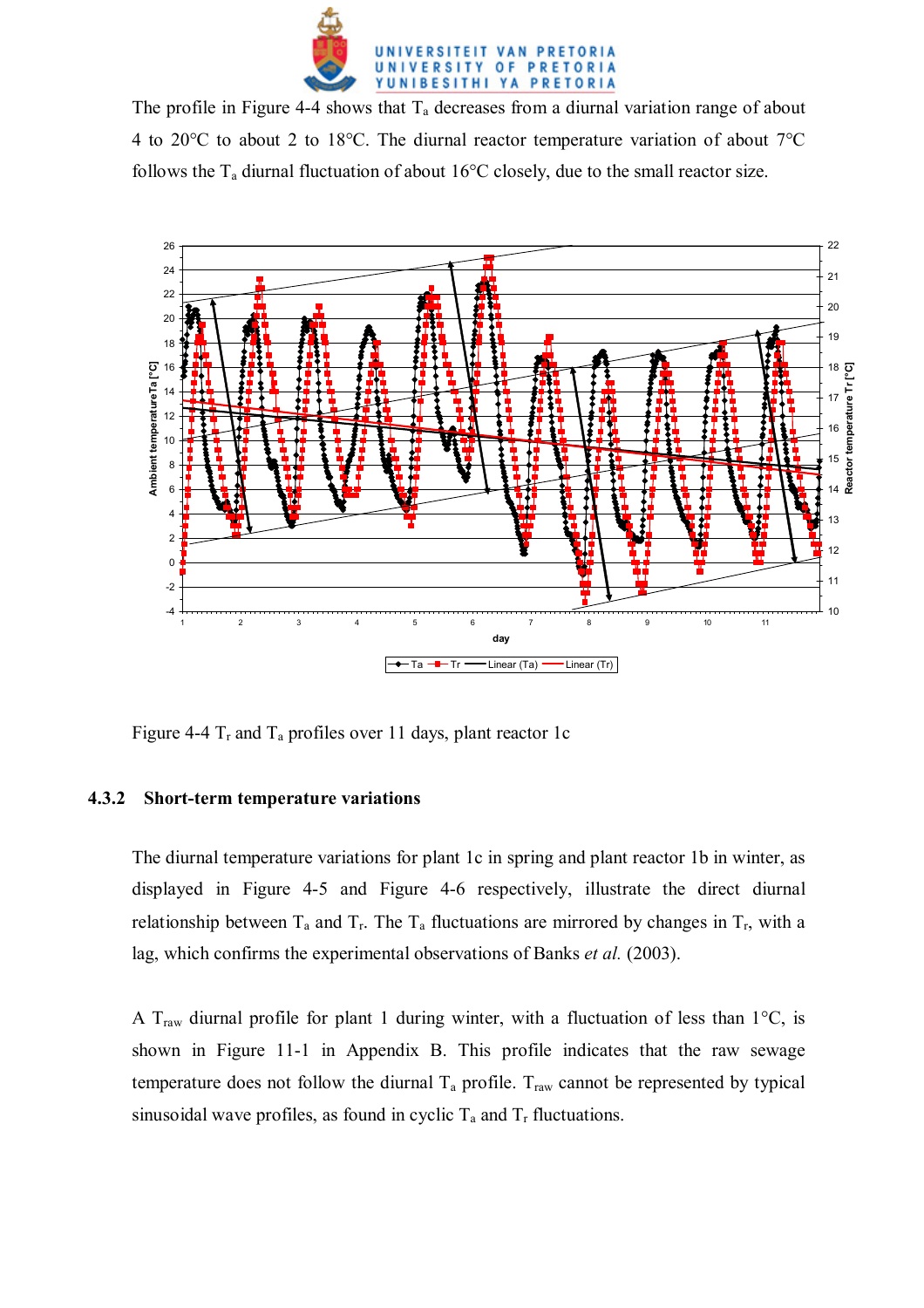The profile in Figure 4-4 shows that $T_a$ decreases from a diurnal variation range of about 4 to 20°C to about 2 to 18°C. The diurnal reactor temperature variation of about 7°C follows the $T_a$ diurnal fluctuation of about 16°C closely, due to the small reactor size.

Figure 4-4 $T_r$ and $T_a$ profiles over 11 days, plant reactor 1c

### 4.3.2 Short-term temperature variations

The diurnal temperature variations for plant 1c in spring and plant reactor 1b in winter, as displayed in Figure 4-5 and Figure 4-6 respectively, illustrate the direct diurnal relationship between $T_a$ and $T_r$. The $T_a$ fluctuations are mirrored by changes in $T_r$, with a lag, which confirms the experimental observations of Banks *et al.* (2003).

A $T_{raw}$ diurnal profile for plant 1 during winter, with a fluctuation of less than 1°C, is shown in Figure 11-1 in Appendix B. This profile indicates that the raw sewage temperature does not follow the diurnal $T_a$ profile. $T_{raw}$ cannot be represented by typical sinusoidal wave profiles, as found in cyclic $T_a$ and $T_r$ fluctuations.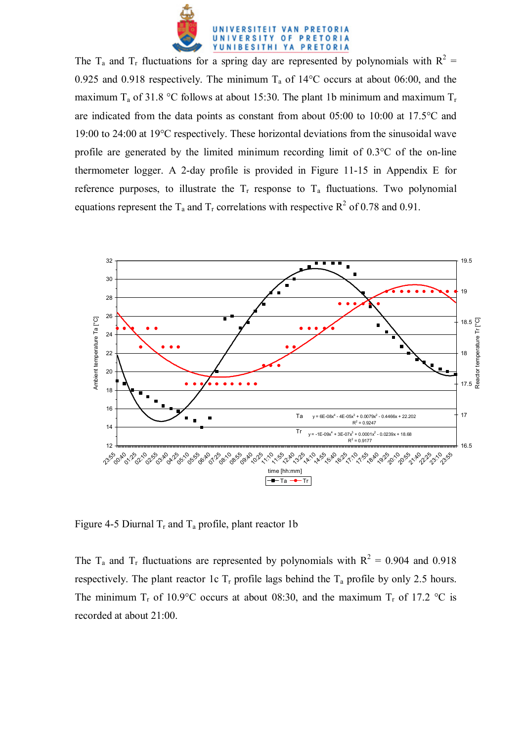The $T_a$ and $T_r$ fluctuations for a spring day are represented by polynomials with $R^2$ = 0.925 and 0.918 respectively. The minimum $T_a$ of 14°C occurs at about 06:00, and the maximum $T_a$ of 31.8 °C follows at about 15:30. The plant 1b minimum and maximum $T_r$ are indicated from the data points as constant from about 05:00 to 10:00 at 17.5°C and 19:00 to 24:00 at 19°C respectively. These horizontal deviations from the sinusoidal wave profile are generated by the limited minimum recording limit of 0.3°C of the on-line thermometer logger. A 2-day profile is provided in Figure 11-15 in Appendix E for reference purposes, to illustrate the $T_r$ response to $T_a$ fluctuations. Two polynomial equations represent the $T_a$ and $T_r$ correlations with respective $R^2$ of 0.78 and 0.91.

Figure 4-5 Diurnal $T_r$ and $T_a$ profile, plant reactor 1b

The $T_a$ and $T_r$ fluctuations are represented by polynomials with $R^2$ = 0.904 and 0.918 respectively. The plant reactor 1c $T_r$ profile lags behind the $T_a$ profile by only 2.5 hours. The minimum $T_r$ of 10.9°C occurs at about 08:30, and the maximum $T_r$ of 17.2 °C is recorded at about 21:00.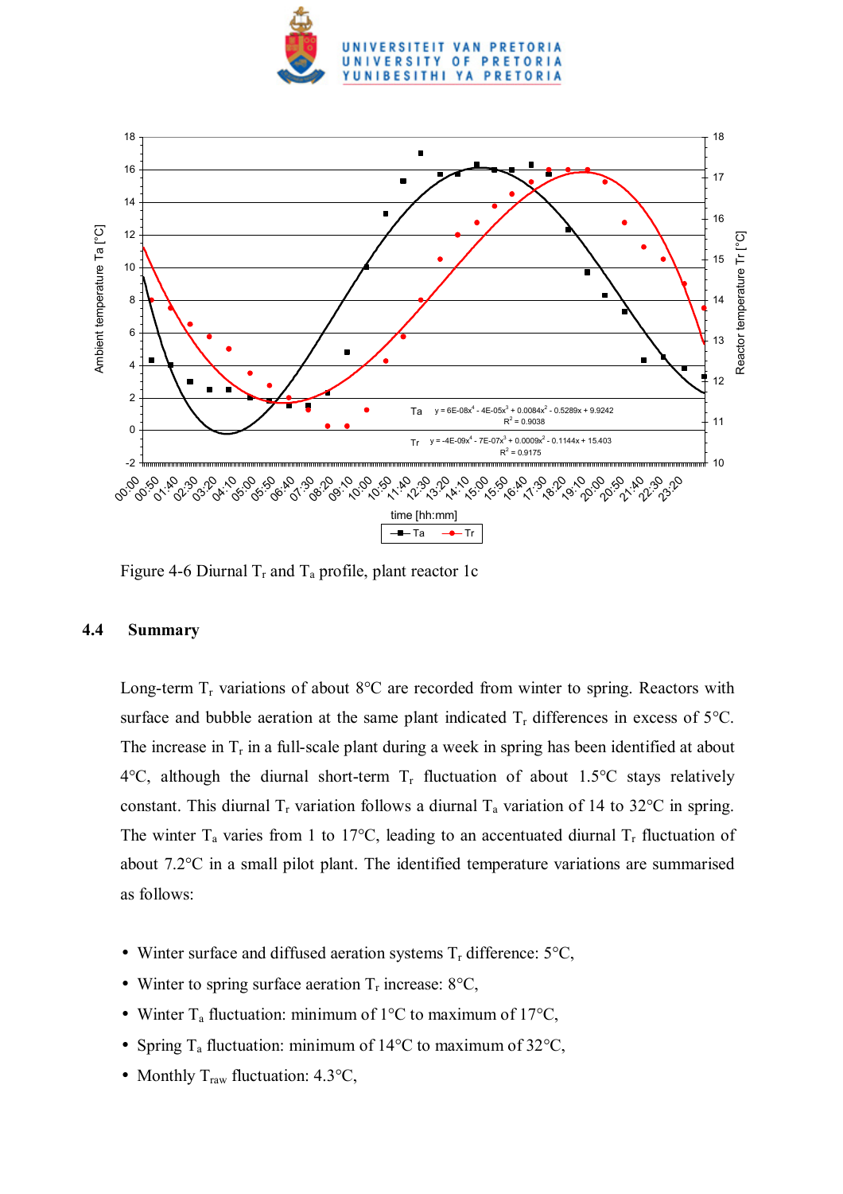Figure 4-6 Diurnal $T_r$ and $T_a$ profile, plant reactor 1c

### 4.4 Summary

Long-term $T_r$ variations of about 8°C are recorded from winter to spring. Reactors with surface and bubble aeration at the same plant indicated $T_r$ differences in excess of 5°C. The increase in $T_r$ in a full-scale plant during a week in spring has been identified at about 4°C, although the diurnal short-term $T_r$ fluctuation of about 1.5°C stays relatively constant. This diurnal $T_r$ variation follows a diurnal $T_a$ variation of 14 to 32°C in spring. The winter $T_a$ varies from 1 to 17°C, leading to an accentuated diurnal $T_r$ fluctuation of about 7.2°C in a small pilot plant. The identified temperature variations are summarised as follows:

- Winter surface and diffused aeration systems $T_r$ difference: 5°C,
- Winter to spring surface aeration $T_r$ increase: 8°C,
- Winter $T_a$ fluctuation: minimum of 1°C to maximum of 17°C,
- Spring $T_a$ fluctuation: minimum of 14°C to maximum of 32°C,
- Monthly $T_{raw}$ fluctuation: 4.3°C,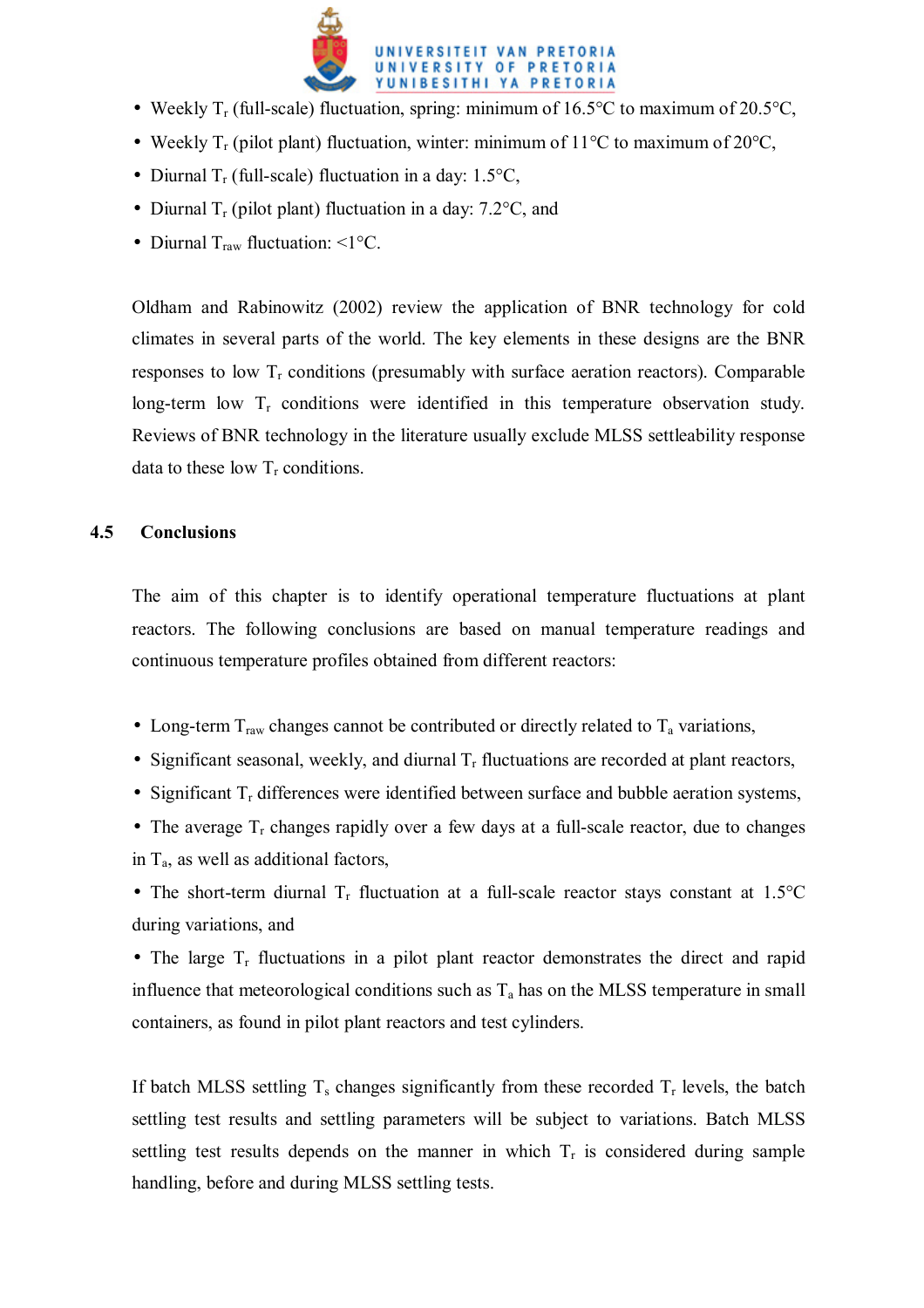- Weekly $T_r$ (full-scale) fluctuation, spring: minimum of 16.5°C to maximum of 20.5°C,
- Weekly $T_r$ (pilot plant) fluctuation, winter: minimum of 11°C to maximum of 20°C,
- Diurnal $T_r$ (full-scale) fluctuation in a day: 1.5°C,
- Diurnal $T_r$ (pilot plant) fluctuation in a day: 7.2°C, and
- Diurnal $T_{raw}$ fluctuation: <1°C.

Oldham and Rabinowitz (2002) review the application of BNR technology for cold climates in several parts of the world. The key elements in these designs are the BNR responses to low $T_r$ conditions (presumably with surface aeration reactors). Comparable long-term low $T_r$ conditions were identified in this temperature observation study. Reviews of BNR technology in the literature usually exclude MLSS settleability response data to these low $T_r$ conditions.

### 4.5 Conclusions

The aim of this chapter is to identify operational temperature fluctuations at plant reactors. The following conclusions are based on manual temperature readings and continuous temperature profiles obtained from different reactors:

- Long-term $T_{raw}$ changes cannot be contributed or directly related to $T_a$ variations,
- Significant seasonal, weekly, and diurnal $T_r$ fluctuations are recorded at plant reactors,
- Significant $T_r$ differences were identified between surface and bubble aeration systems,
- The average $T_r$ changes rapidly over a few days at a full-scale reactor, due to changes in $T_a$, as well as additional factors,
- The short-term diurnal $T_r$ fluctuation at a full-scale reactor stays constant at 1.5°C during variations, and
- The large $T_r$ fluctuations in a pilot plant reactor demonstrates the direct and rapid influence that meteorological conditions such as $T_a$ has on the MLSS temperature in small containers, as found in pilot plant reactors and test cylinders.

If batch MLSS settling $T_s$ changes significantly from these recorded $T_r$ levels, the batch settling test results and settling parameters will be subject to variations. Batch MLSS settling test results depends on the manner in which $T_r$ is considered during sample handling, before and during MLSS settling tests.